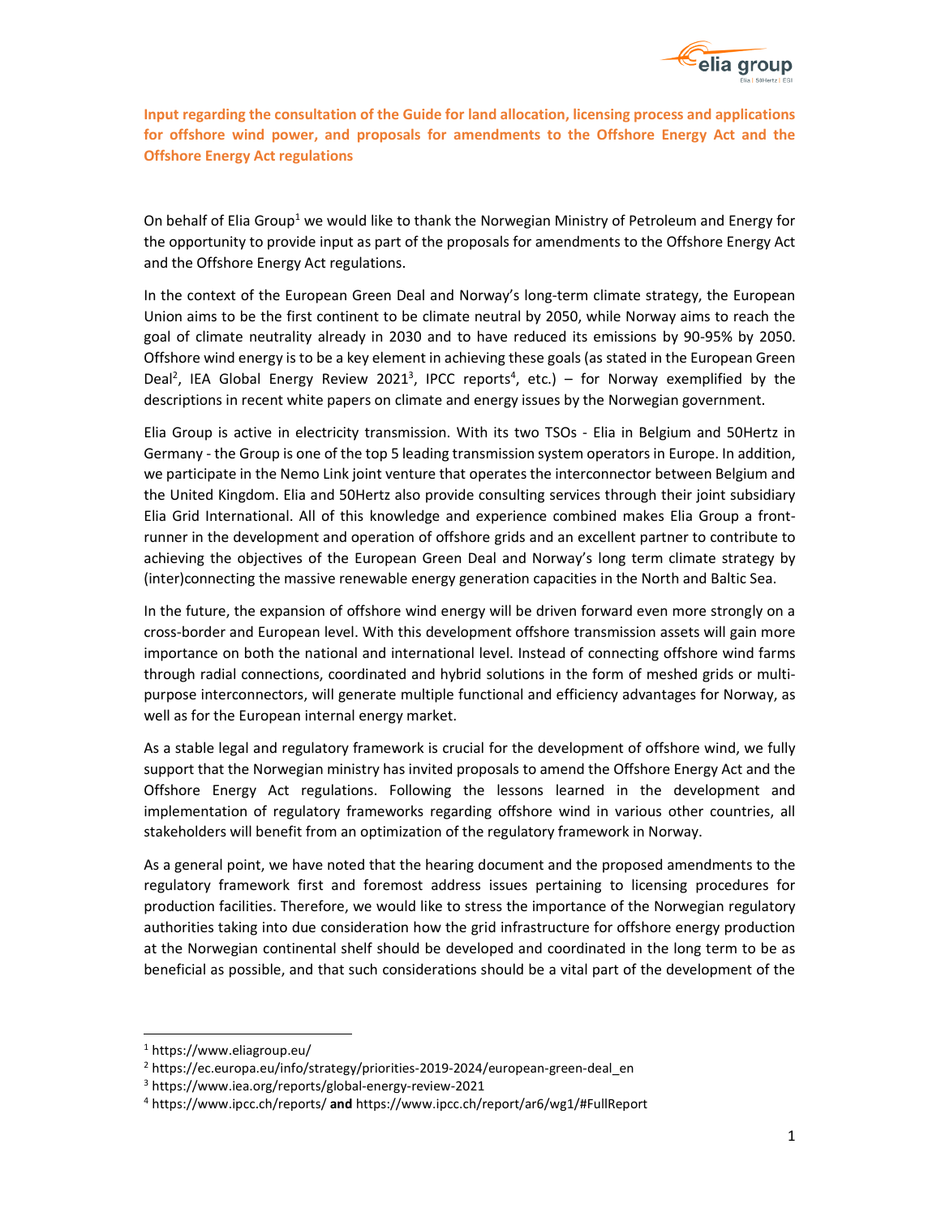**Input regarding the consultation of the Guide for land allocation, licensing process and applications for offshore wind power, and proposals for amendments to the Offshore Energy Act and the Offshore Energy Act regulations**

On behalf of Elia Group[1] we would like to thank the Norwegian Ministry of Petroleum and Energy for the opportunity to provide input as part of the proposals for amendments to the Offshore Energy Act and the Offshore Energy Act regulations.

In the context of the European Green Deal and Norway's long-term climate strategy, the European Union aims to be the first continent to be climate neutral by 2050, while Norway aims to reach the goal of climate neutrality already in 2030 and to have reduced its emissions by 90-95% by 2050. Offshore wind energy is to be a key element in achieving these goals (as stated in the European Green Deal[2], IEA Global Energy Review 2021[3], IPCC reports[4], etc.) – for Norway exemplified by the descriptions in recent white papers on climate and energy issues by the Norwegian government.

Elia Group is active in electricity transmission. With its two TSOs - Elia in Belgium and 50Hertz in Germany - the Group is one of the top 5 leading transmission system operators in Europe. In addition, we participate in the Nemo Link joint venture that operates the interconnector between Belgium and the United Kingdom. Elia and 50Hertz also provide consulting services through their joint subsidiary Elia Grid International. All of this knowledge and experience combined makes Elia Group a front-runner in the development and operation of offshore grids and an excellent partner to contribute to achieving the objectives of the European Green Deal and Norway's long term climate strategy by (inter)connecting the massive renewable energy generation capacities in the North and Baltic Sea.

In the future, the expansion of offshore wind energy will be driven forward even more strongly on a cross-border and European level. With this development offshore transmission assets will gain more importance on both the national and international level. Instead of connecting offshore wind farms through radial connections, coordinated and hybrid solutions in the form of meshed grids or multi-purpose interconnectors, will generate multiple functional and efficiency advantages for Norway, as well as for the European internal energy market.

As a stable legal and regulatory framework is crucial for the development of offshore wind, we fully support that the Norwegian ministry has invited proposals to amend the Offshore Energy Act and the Offshore Energy Act regulations. Following the lessons learned in the development and implementation of regulatory frameworks regarding offshore wind in various other countries, all stakeholders will benefit from an optimization of the regulatory framework in Norway.

As a general point, we have noted that the hearing document and the proposed amendments to the regulatory framework first and foremost address issues pertaining to licensing procedures for production facilities. Therefore, we would like to stress the importance of the Norwegian regulatory authorities taking into due consideration how the grid infrastructure for offshore energy production at the Norwegian continental shelf should be developed and coordinated in the long term to be as beneficial as possible, and that such considerations should be a vital part of the development of the

---

[1] https://www.eliagroup.eu/

[2] https://ec.europa.eu/info/strategy/priorities-2019-2024/european-green-deal_en

[3] https://www.iea.org/reports/global-energy-review-2021

[4] https://www.ipcc.ch/reports/ **and** https://www.ipcc.ch/report/ar6/wg1/#FullReport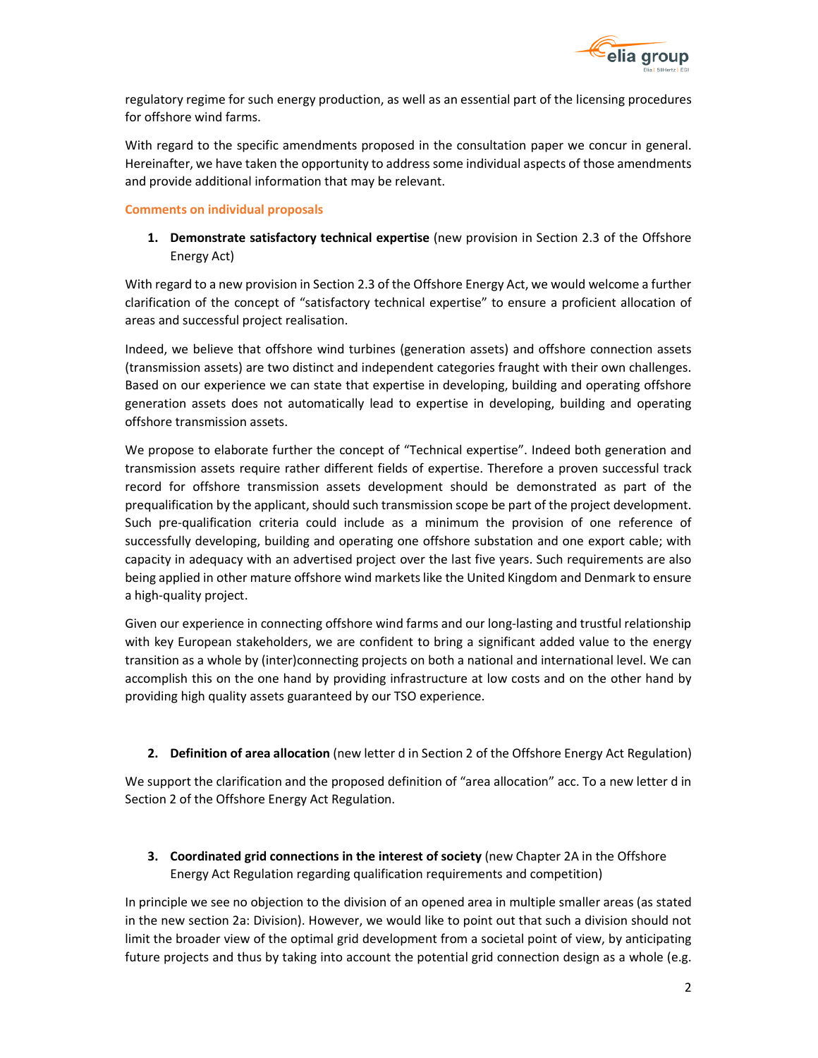regulatory regime for such energy production, as well as an essential part of the licensing procedures for offshore wind farms.

With regard to the specific amendments proposed in the consultation paper we concur in general. Hereinafter, we have taken the opportunity to address some individual aspects of those amendments and provide additional information that may be relevant.

## Comments on individual proposals

1. **Demonstrate satisfactory technical expertise** (new provision in Section 2.3 of the Offshore Energy Act)

With regard to a new provision in Section 2.3 of the Offshore Energy Act, we would welcome a further clarification of the concept of "satisfactory technical expertise" to ensure a proficient allocation of areas and successful project realisation.

Indeed, we believe that offshore wind turbines (generation assets) and offshore connection assets (transmission assets) are two distinct and independent categories fraught with their own challenges. Based on our experience we can state that expertise in developing, building and operating offshore generation assets does not automatically lead to expertise in developing, building and operating offshore transmission assets.

We propose to elaborate further the concept of "Technical expertise". Indeed both generation and transmission assets require rather different fields of expertise. Therefore a proven successful track record for offshore transmission assets development should be demonstrated as part of the prequalification by the applicant, should such transmission scope be part of the project development. Such pre-qualification criteria could include as a minimum the provision of one reference of successfully developing, building and operating one offshore substation and one export cable; with capacity in adequacy with an advertised project over the last five years. Such requirements are also being applied in other mature offshore wind markets like the United Kingdom and Denmark to ensure a high-quality project.

Given our experience in connecting offshore wind farms and our long-lasting and trustful relationship with key European stakeholders, we are confident to bring a significant added value to the energy transition as a whole by (inter)connecting projects on both a national and international level. We can accomplish this on the one hand by providing infrastructure at low costs and on the other hand by providing high quality assets guaranteed by our TSO experience.

2. **Definition of area allocation** (new letter d in Section 2 of the Offshore Energy Act Regulation)

We support the clarification and the proposed definition of "area allocation" acc. To a new letter d in Section 2 of the Offshore Energy Act Regulation.

3. **Coordinated grid connections in the interest of society** (new Chapter 2A in the Offshore Energy Act Regulation regarding qualification requirements and competition)

In principle we see no objection to the division of an opened area in multiple smaller areas (as stated in the new section 2a: Division). However, we would like to point out that such a division should not limit the broader view of the optimal grid development from a societal point of view, by anticipating future projects and thus by taking into account the potential grid connection design as a whole (e.g.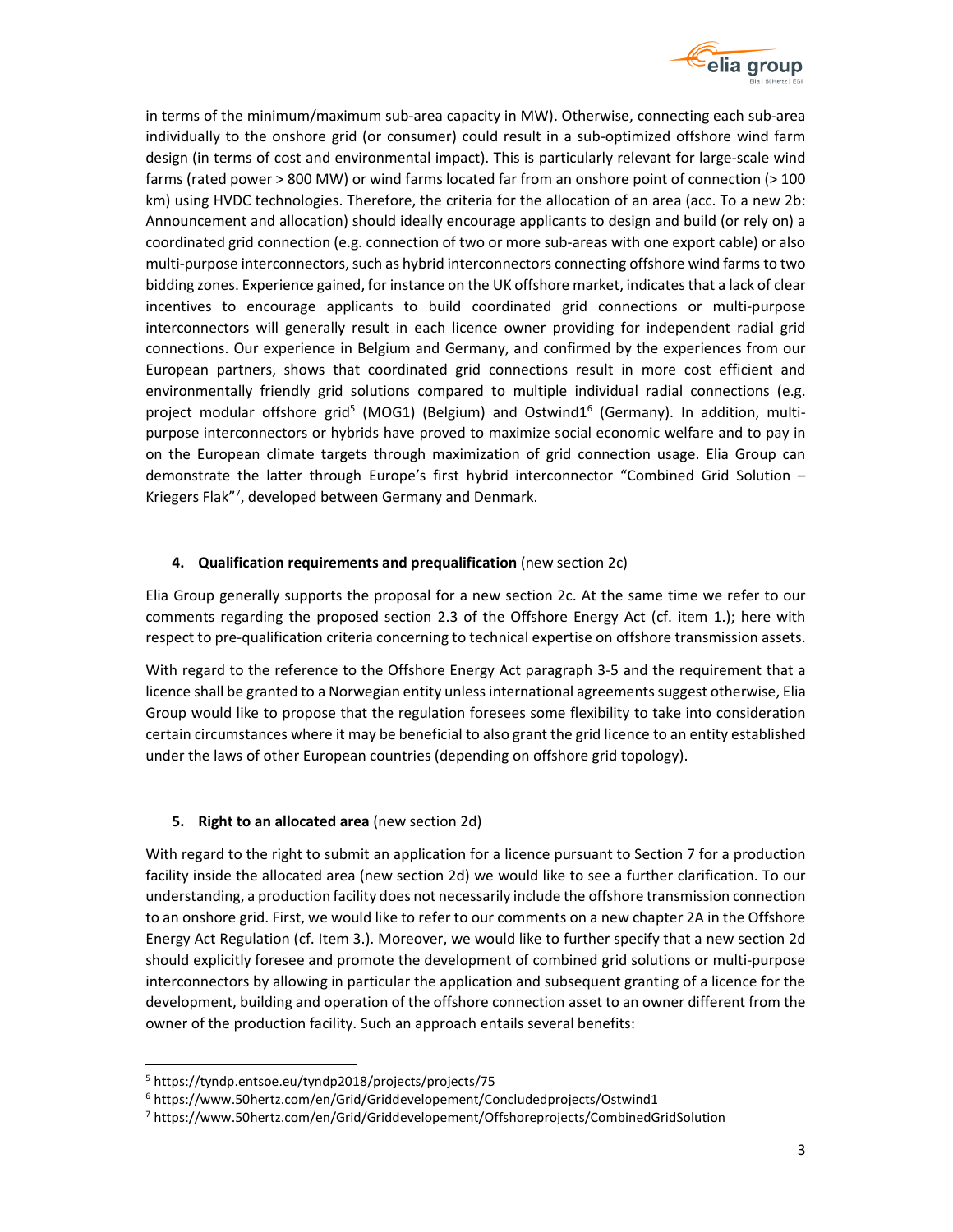in terms of the minimum/maximum sub-area capacity in MW). Otherwise, connecting each sub-area individually to the onshore grid (or consumer) could result in a sub-optimized offshore wind farm design (in terms of cost and environmental impact). This is particularly relevant for large-scale wind farms (rated power > 800 MW) or wind farms located far from an onshore point of connection (> 100 km) using HVDC technologies. Therefore, the criteria for the allocation of an area (acc. To a new 2b: Announcement and allocation) should ideally encourage applicants to design and build (or rely on) a coordinated grid connection (e.g. connection of two or more sub-areas with one export cable) or also multi-purpose interconnectors, such as hybrid interconnectors connecting offshore wind farms to two bidding zones. Experience gained, for instance on the UK offshore market, indicates that a lack of clear incentives to encourage applicants to build coordinated grid connections or multi-purpose interconnectors will generally result in each licence owner providing for independent radial grid connections. Our experience in Belgium and Germany, and confirmed by the experiences from our European partners, shows that coordinated grid connections result in more cost efficient and environmentally friendly grid solutions compared to multiple individual radial connections (e.g. project modular offshore grid[5] (MOG1) (Belgium) and Ostwind1[6] (Germany). In addition, multi-purpose interconnectors or hybrids have proved to maximize social economic welfare and to pay in on the European climate targets through maximization of grid connection usage. Elia Group can demonstrate the latter through Europe's first hybrid interconnector "Combined Grid Solution – Kriegers Flak"[7], developed between Germany and Denmark.

## 4. **Qualification requirements and prequalification** (new section 2c)

Elia Group generally supports the proposal for a new section 2c. At the same time we refer to our comments regarding the proposed section 2.3 of the Offshore Energy Act (cf. item 1.); here with respect to pre-qualification criteria concerning to technical expertise on offshore transmission assets.

With regard to the reference to the Offshore Energy Act paragraph 3-5 and the requirement that a licence shall be granted to a Norwegian entity unless international agreements suggest otherwise, Elia Group would like to propose that the regulation foresees some flexibility to take into consideration certain circumstances where it may be beneficial to also grant the grid licence to an entity established under the laws of other European countries (depending on offshore grid topology).

## 5. **Right to an allocated area** (new section 2d)

With regard to the right to submit an application for a licence pursuant to Section 7 for a production facility inside the allocated area (new section 2d) we would like to see a further clarification. To our understanding, a production facility does not necessarily include the offshore transmission connection to an onshore grid. First, we would like to refer to our comments on a new chapter 2A in the Offshore Energy Act Regulation (cf. Item 3.). Moreover, we would like to further specify that a new section 2d should explicitly foresee and promote the development of combined grid solutions or multi-purpose interconnectors by allowing in particular the application and subsequent granting of a licence for the development, building and operation of the offshore connection asset to an owner different from the owner of the production facility. Such an approach entails several benefits:

---

[5] https://tyndp.entsoe.eu/tyndp2018/projects/projects/75

[6] https://www.50hertz.com/en/Grid/Griddevelopement/Concludedprojects/Ostwind1

[7] https://www.50hertz.com/en/Grid/Griddevelopement/Offshoreprojects/CombinedGridSolution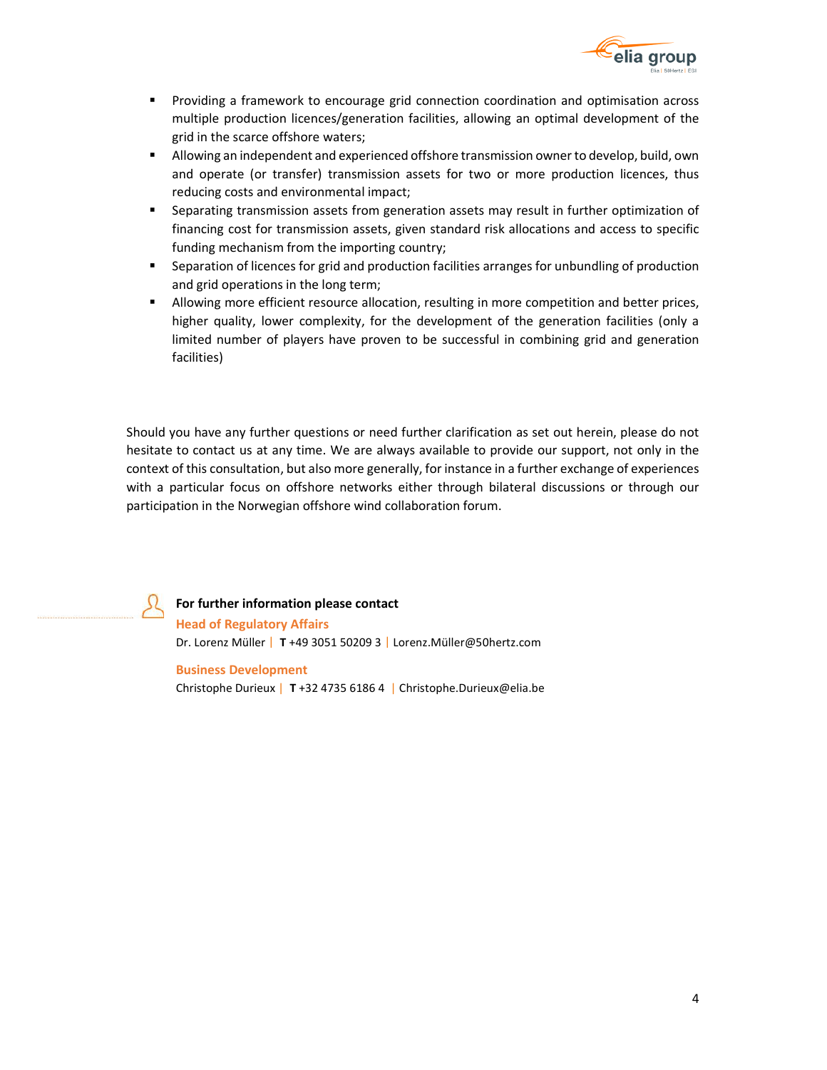- Providing a framework to encourage grid connection coordination and optimisation across multiple production licences/generation facilities, allowing an optimal development of the grid in the scarce offshore waters;
- Allowing an independent and experienced offshore transmission owner to develop, build, own and operate (or transfer) transmission assets for two or more production licences, thus reducing costs and environmental impact;
- Separating transmission assets from generation assets may result in further optimization of financing cost for transmission assets, given standard risk allocations and access to specific funding mechanism from the importing country;
- Separation of licences for grid and production facilities arranges for unbundling of production and grid operations in the long term;
- Allowing more efficient resource allocation, resulting in more competition and better prices, higher quality, lower complexity, for the development of the generation facilities (only a limited number of players have proven to be successful in combining grid and generation facilities)

Should you have any further questions or need further clarification as set out herein, please do not hesitate to contact us at any time. We are always available to provide our support, not only in the context of this consultation, but also more generally, for instance in a further exchange of experiences with a particular focus on offshore networks either through bilateral discussions or through our participation in the Norwegian offshore wind collaboration forum.

**For further information please contact**

**Head of Regulatory Affairs**

Dr. Lorenz Müller | **T** +49 3051 50209 3 | Lorenz.Müller@50hertz.com

**Business Development**

Christophe Durieux | **T** +32 4735 6186 4 | Christophe.Durieux@elia.be